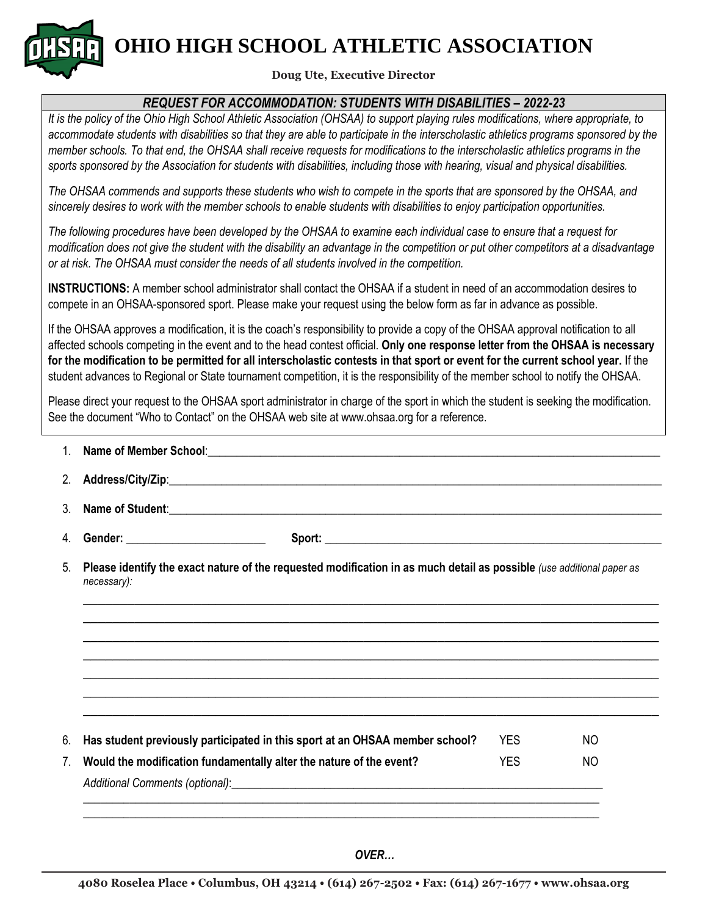# OHIO HIGH SCHOOL ATHLETIC ASSOCIATION

**Doug Ute, Executive Director**

## *REQUEST FOR ACCOMMODATION: STUDENTS WITH DISABILITIES – 2022-23*

*It is the policy of the Ohio High School Athletic Association (OHSAA) to support playing rules modifications, where appropriate, to accommodate students with disabilities so that they are able to participate in the interscholastic athletics programs sponsored by the member schools. To that end, the OHSAA shall receive requests for modifications to the interscholastic athletics programs in the sports sponsored by the Association for students with disabilities, including those with hearing, visual and physical disabilities.*

*The OHSAA commends and supports these students who wish to compete in the sports that are sponsored by the OHSAA, and sincerely desires to work with the member schools to enable students with disabilities to enjoy participation opportunities.*

*The following procedures have been developed by the OHSAA to examine each individual case to ensure that a request for modification does not give the student with the disability an advantage in the competition or put other competitors at a disadvantage or at risk. The OHSAA must consider the needs of all students involved in the competition.*

**INSTRUCTIONS:** A member school administrator shall contact the OHSAA if a student in need of an accommodation desires to compete in an OHSAA-sponsored sport. Please make your request using the below form as far in advance as possible.

If the OHSAA approves a modification, it is the coach's responsibility to provide a copy of the OHSAA approval notification to all affected schools competing in the event and to the head contest official. **Only one response letter from the OHSAA is necessary for the modification to be permitted for all interscholastic contests in that sport or event for the current school year.** If the student advances to Regional or State tournament competition, it is the responsibility of the member school to notify the OHSAA.

Please direct your request to the OHSAA sport administrator in charge of the sport in which the student is seeking the modification. See the document "Who to Contact" on the OHSAA web site at www.ohsaa.org for a reference.

1. **Name of Member School**:\_\_\_\_\_\_\_\_\_\_\_\_\_\_\_\_\_\_\_\_\_\_\_\_\_\_\_\_\_\_\_\_\_\_\_\_\_\_\_\_
2. **Address/City/Zip**:\_\_\_\_\_\_\_\_\_\_\_\_\_\_\_\_\_\_\_\_\_\_\_\_\_\_\_\_\_\_\_\_\_\_\_\_\_\_\_\_
3. **Name of Student**:\_\_\_\_\_\_\_\_\_\_\_\_\_\_\_\_\_\_\_\_\_\_\_\_\_\_\_\_\_\_\_\_\_\_\_\_\_\_\_\_
4. **Gender:** \_\_\_\_\_\_\_\_\_\_\_\_\_\_\_\_\_\_\_\_ **Sport:** \_\_\_\_\_\_\_\_\_\_\_\_\_\_\_\_\_\_\_\_\_\_\_\_\_\_\_\_
5. **Please identify the exact nature of the requested modification in as much detail as possible** *(use additional paper as necessary):*

\_\_\_\_\_\_\_\_\_\_\_\_\_\_\_\_\_\_\_\_\_\_\_\_\_\_\_\_\_\_\_\_\_\_\_\_\_\_\_\_\_\_\_\_\_\_\_\_\_\_\_\_\_\_\_\_\_\_\_\_

\_\_\_\_\_\_\_\_\_\_\_\_\_\_\_\_\_\_\_\_\_\_\_\_\_\_\_\_\_\_\_\_\_\_\_\_\_\_\_\_\_\_\_\_\_\_\_\_\_\_\_\_\_\_\_\_\_\_\_\_

\_\_\_\_\_\_\_\_\_\_\_\_\_\_\_\_\_\_\_\_\_\_\_\_\_\_\_\_\_\_\_\_\_\_\_\_\_\_\_\_\_\_\_\_\_\_\_\_\_\_\_\_\_\_\_\_\_\_\_\_

\_\_\_\_\_\_\_\_\_\_\_\_\_\_\_\_\_\_\_\_\_\_\_\_\_\_\_\_\_\_\_\_\_\_\_\_\_\_\_\_\_\_\_\_\_\_\_\_\_\_\_\_\_\_\_\_\_\_\_\_

\_\_\_\_\_\_\_\_\_\_\_\_\_\_\_\_\_\_\_\_\_\_\_\_\_\_\_\_\_\_\_\_\_\_\_\_\_\_\_\_\_\_\_\_\_\_\_\_\_\_\_\_\_\_\_\_\_\_\_\_

\_\_\_\_\_\_\_\_\_\_\_\_\_\_\_\_\_\_\_\_\_\_\_\_\_\_\_\_\_\_\_\_\_\_\_\_\_\_\_\_\_\_\_\_\_\_\_\_\_\_\_\_\_\_\_\_\_\_\_\_

\_\_\_\_\_\_\_\_\_\_\_\_\_\_\_\_\_\_\_\_\_\_\_\_\_\_\_\_\_\_\_\_\_\_\_\_\_\_\_\_\_\_\_\_\_\_\_\_\_\_\_\_\_\_\_\_\_\_\_\_

6. **Has student previously participated in this sport at an OHSAA member school?** YES NO
7. **Would the modification fundamentally alter the nature of the event?** YES NO

*Additional Comments (optional)*:\_\_\_\_\_\_\_\_\_\_\_\_\_\_\_\_\_\_\_\_\_\_\_\_\_\_\_\_\_\_\_\_\_\_\_\_\_\_\_\_

\_\_\_\_\_\_\_\_\_\_\_\_\_\_\_\_\_\_\_\_\_\_\_\_\_\_\_\_\_\_\_\_\_\_\_\_\_\_\_\_\_\_\_\_\_\_\_\_\_\_\_\_\_\_\_\_\_\_\_\_

\_\_\_\_\_\_\_\_\_\_\_\_\_\_\_\_\_\_\_\_\_\_\_\_\_\_\_\_\_\_\_\_\_\_\_\_\_\_\_\_\_\_\_\_\_\_\_\_\_\_\_\_\_\_\_\_\_\_\_\_

*OVER…*

**4080 Roselea Place • Columbus, OH 43214 • (614) 267-2502 • Fax: (614) 267-1677 • www.ohsaa.org**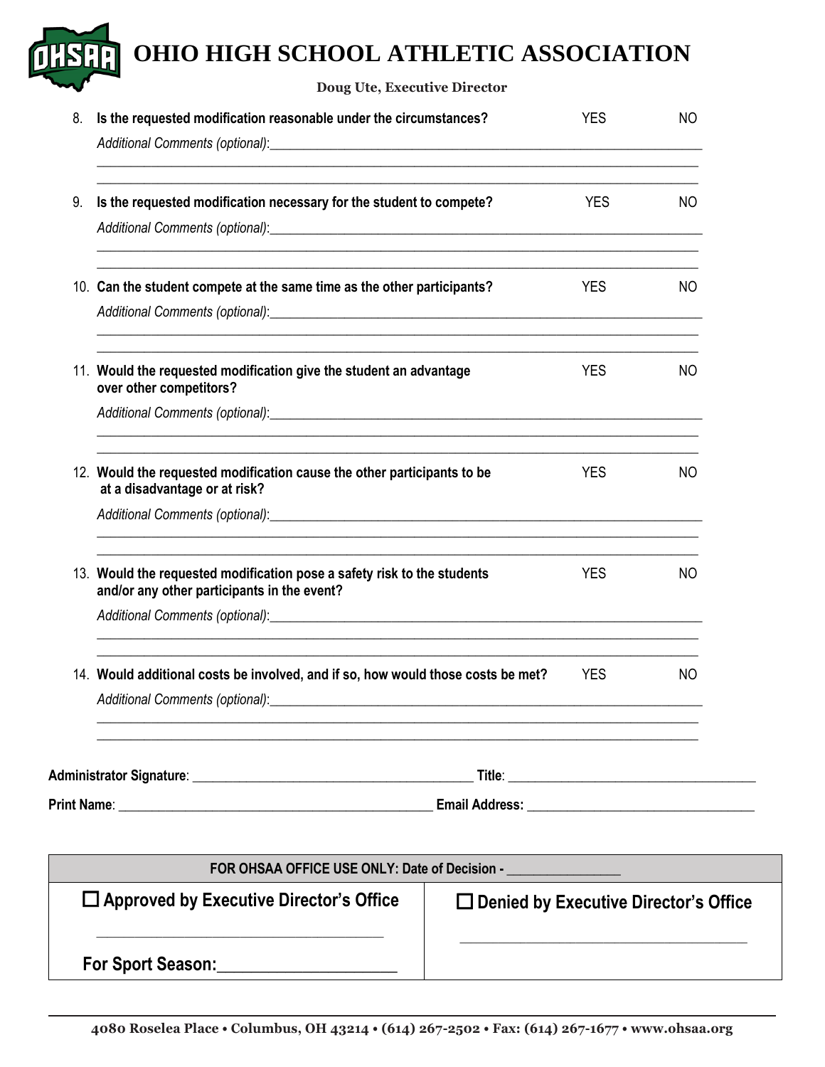# OHIO HIGH SCHOOL ATHLETIC ASSOCIATION

**Doug Ute, Executive Director**

8. **Is the requested modification reasonable under the circumstances?** YES NO

   *Additional Comments (optional)*:\_\_\_\_\_\_\_\_\_\_\_\_\_\_\_\_\_\_\_\_\_\_\_\_\_\_\_\_\_\_\_\_\_\_\_\_\_\_\_\_

9. **Is the requested modification necessary for the student to compete?** YES NO

   *Additional Comments (optional)*:\_\_\_\_\_\_\_\_\_\_\_\_\_\_\_\_\_\_\_\_\_\_\_\_\_\_\_\_\_\_\_\_\_\_\_\_\_\_\_\_

10. **Can the student compete at the same time as the other participants?** YES NO

    *Additional Comments (optional)*:\_\_\_\_\_\_\_\_\_\_\_\_\_\_\_\_\_\_\_\_\_\_\_\_\_\_\_\_\_\_\_\_\_\_\_\_\_\_\_\_

11. **Would the requested modification give the student an advantage over other competitors?** YES NO

    *Additional Comments (optional)*:\_\_\_\_\_\_\_\_\_\_\_\_\_\_\_\_\_\_\_\_\_\_\_\_\_\_\_\_\_\_\_\_\_\_\_\_\_\_\_\_

12. **Would the requested modification cause the other participants to be at a disadvantage or at risk?** YES NO

    *Additional Comments (optional)*:\_\_\_\_\_\_\_\_\_\_\_\_\_\_\_\_\_\_\_\_\_\_\_\_\_\_\_\_\_\_\_\_\_\_\_\_\_\_\_\_

13. **Would the requested modification pose a safety risk to the students and/or any other participants in the event?** YES NO

    *Additional Comments (optional)*:\_\_\_\_\_\_\_\_\_\_\_\_\_\_\_\_\_\_\_\_\_\_\_\_\_\_\_\_\_\_\_\_\_\_\_\_\_\_\_\_

14. **Would additional costs be involved, and if so, how would those costs be met?** YES NO

    *Additional Comments (optional)*:\_\_\_\_\_\_\_\_\_\_\_\_\_\_\_\_\_\_\_\_\_\_\_\_\_\_\_\_\_\_\_\_\_\_\_\_\_\_\_\_

**Administrator Signature**: \_\_\_\_\_\_\_\_\_\_\_\_\_\_\_\_\_\_\_\_\_\_\_\_\_\_\_\_ **Title**: \_\_\_\_\_\_\_\_\_\_\_\_\_\_\_\_\_\_\_\_\_\_\_\_

**Print Name**: \_\_\_\_\_\_\_\_\_\_\_\_\_\_\_\_\_\_\_\_\_\_\_\_\_\_\_\_\_\_\_\_ **Email Address:** \_\_\_\_\_\_\_\_\_\_\_\_\_\_\_\_\_\_\_\_\_\_\_

| FOR OHSAA OFFICE USE ONLY: Date of Decision - \_\_\_\_\_\_\_\_\_\_\_\_\_\_ | |
|---|---|
| ☐ **Approved by Executive Director's Office**<br><br>\_\_\_\_\_\_\_\_\_\_\_\_\_\_\_\_\_\_\_\_\_\_\_\_\_\_\_\_<br><br>**For Sport Season:**\_\_\_\_\_\_\_\_\_\_\_\_\_\_\_\_ | ☐ **Denied by Executive Director's Office**<br><br>\_\_\_\_\_\_\_\_\_\_\_\_\_\_\_\_\_\_\_\_\_\_\_\_\_\_\_\_ |

4080 Roselea Place • Columbus, OH 43214 • (614) 267-2502 • Fax: (614) 267-1677 • www.ohsaa.org